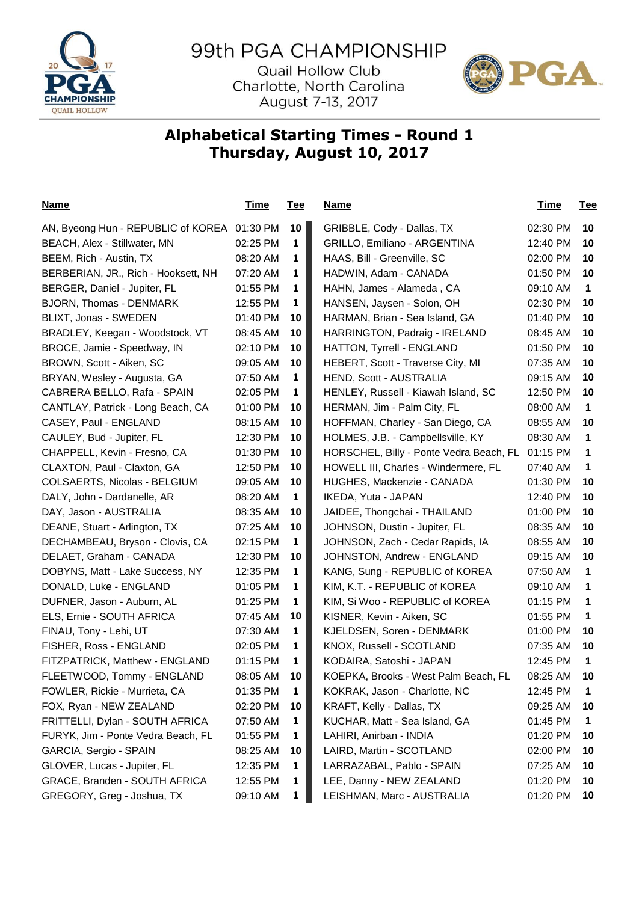# 99th PGA CHAMPIONSHIP

Quail Hollow Club
Charlotte, North Carolina
August 7-13, 2017

## Alphabetical Starting Times - Round 1
## Thursday, August 10, 2017

| Name | Time | Tee |
|---|---|---|
| AN, Byeong Hun - REPUBLIC of KOREA | 01:30 PM | 10 |
| BEACH, Alex - Stillwater, MN | 02:25 PM | 1 |
| BEEM, Rich - Austin, TX | 08:20 AM | 1 |
| BERBERIAN, JR., Rich - Hooksett, NH | 07:20 AM | 1 |
| BERGER, Daniel - Jupiter, FL | 01:55 PM | 1 |
| BJORN, Thomas - DENMARK | 12:55 PM | 1 |
| BLIXT, Jonas - SWEDEN | 01:40 PM | 10 |
| BRADLEY, Keegan - Woodstock, VT | 08:45 AM | 10 |
| BROCE, Jamie - Speedway, IN | 02:10 PM | 10 |
| BROWN, Scott - Aiken, SC | 09:05 AM | 10 |
| BRYAN, Wesley - Augusta, GA | 07:50 AM | 1 |
| CABRERA BELLO, Rafa - SPAIN | 02:05 PM | 1 |
| CANTLAY, Patrick - Long Beach, CA | 01:00 PM | 10 |
| CASEY, Paul - ENGLAND | 08:15 AM | 10 |
| CAULEY, Bud - Jupiter, FL | 12:30 PM | 10 |
| CHAPPELL, Kevin - Fresno, CA | 01:30 PM | 10 |
| CLAXTON, Paul - Claxton, GA | 12:50 PM | 10 |
| COLSAERTS, Nicolas - BELGIUM | 09:05 AM | 10 |
| DALY, John - Dardanelle, AR | 08:20 AM | 1 |
| DAY, Jason - AUSTRALIA | 08:35 AM | 10 |
| DEANE, Stuart - Arlington, TX | 07:25 AM | 10 |
| DECHAMBEAU, Bryson - Clovis, CA | 02:15 PM | 1 |
| DELAET, Graham - CANADA | 12:30 PM | 10 |
| DOBYNS, Matt - Lake Success, NY | 12:35 PM | 1 |
| DONALD, Luke - ENGLAND | 01:05 PM | 1 |
| DUFNER, Jason - Auburn, AL | 01:25 PM | 1 |
| ELS, Ernie - SOUTH AFRICA | 07:45 AM | 10 |
| FINAU, Tony - Lehi, UT | 07:30 AM | 1 |
| FISHER, Ross - ENGLAND | 02:05 PM | 1 |
| FITZPATRICK, Matthew - ENGLAND | 01:15 PM | 1 |
| FLEETWOOD, Tommy - ENGLAND | 08:05 AM | 10 |
| FOWLER, Rickie - Murrieta, CA | 01:35 PM | 1 |
| FOX, Ryan - NEW ZEALAND | 02:20 PM | 10 |
| FRITTELLI, Dylan - SOUTH AFRICA | 07:50 AM | 1 |
| FURYK, Jim - Ponte Vedra Beach, FL | 01:55 PM | 1 |
| GARCIA, Sergio - SPAIN | 08:25 AM | 10 |
| GLOVER, Lucas - Jupiter, FL | 12:35 PM | 1 |
| GRACE, Branden - SOUTH AFRICA | 12:55 PM | 1 |
| GREGORY, Greg - Joshua, TX | 09:10 AM | 1 |
| GRIBBLE, Cody - Dallas, TX | 02:30 PM | 10 |
| GRILLO, Emiliano - ARGENTINA | 12:40 PM | 10 |
| HAAS, Bill - Greenville, SC | 02:00 PM | 10 |
| HADWIN, Adam - CANADA | 01:50 PM | 10 |
| HAHN, James - Alameda , CA | 09:10 AM | 1 |
| HANSEN, Jaysen - Solon, OH | 02:30 PM | 10 |
| HARMAN, Brian - Sea Island, GA | 01:40 PM | 10 |
| HARRINGTON, Padraig - IRELAND | 08:45 AM | 10 |
| HATTON, Tyrrell - ENGLAND | 01:50 PM | 10 |
| HEBERT, Scott - Traverse City, MI | 07:35 AM | 10 |
| HEND, Scott - AUSTRALIA | 09:15 AM | 10 |
| HENLEY, Russell - Kiawah Island, SC | 12:50 PM | 10 |
| HERMAN, Jim - Palm City, FL | 08:00 AM | 1 |
| HOFFMAN, Charley - San Diego, CA | 08:55 AM | 10 |
| HOLMES, J.B. - Campbellsville, KY | 08:30 AM | 1 |
| HORSCHEL, Billy - Ponte Vedra Beach, FL | 01:15 PM | 1 |
| HOWELL III, Charles - Windermere, FL | 07:40 AM | 1 |
| HUGHES, Mackenzie - CANADA | 01:30 PM | 10 |
| IKEDA, Yuta - JAPAN | 12:40 PM | 10 |
| JAIDEE, Thongchai - THAILAND | 01:00 PM | 10 |
| JOHNSON, Dustin - Jupiter, FL | 08:35 AM | 10 |
| JOHNSON, Zach - Cedar Rapids, IA | 08:55 AM | 10 |
| JOHNSTON, Andrew - ENGLAND | 09:15 AM | 10 |
| KANG, Sung - REPUBLIC of KOREA | 07:50 AM | 1 |
| KIM, K.T. - REPUBLIC of KOREA | 09:10 AM | 1 |
| KIM, Si Woo - REPUBLIC of KOREA | 01:15 PM | 1 |
| KISNER, Kevin - Aiken, SC | 01:55 PM | 1 |
| KJELDSEN, Soren - DENMARK | 01:00 PM | 10 |
| KNOX, Russell - SCOTLAND | 07:35 AM | 10 |
| KODAIRA, Satoshi - JAPAN | 12:45 PM | 1 |
| KOEPKA, Brooks - West Palm Beach, FL | 08:25 AM | 10 |
| KOKRAK, Jason - Charlotte, NC | 12:45 PM | 1 |
| KRAFT, Kelly - Dallas, TX | 09:25 AM | 10 |
| KUCHAR, Matt - Sea Island, GA | 01:45 PM | 1 |
| LAHIRI, Anirban - INDIA | 01:20 PM | 10 |
| LAIRD, Martin - SCOTLAND | 02:00 PM | 10 |
| LARRAZABAL, Pablo - SPAIN | 07:25 AM | 10 |
| LEE, Danny - NEW ZEALAND | 01:20 PM | 10 |
| LEISHMAN, Marc - AUSTRALIA | 01:20 PM | 10 |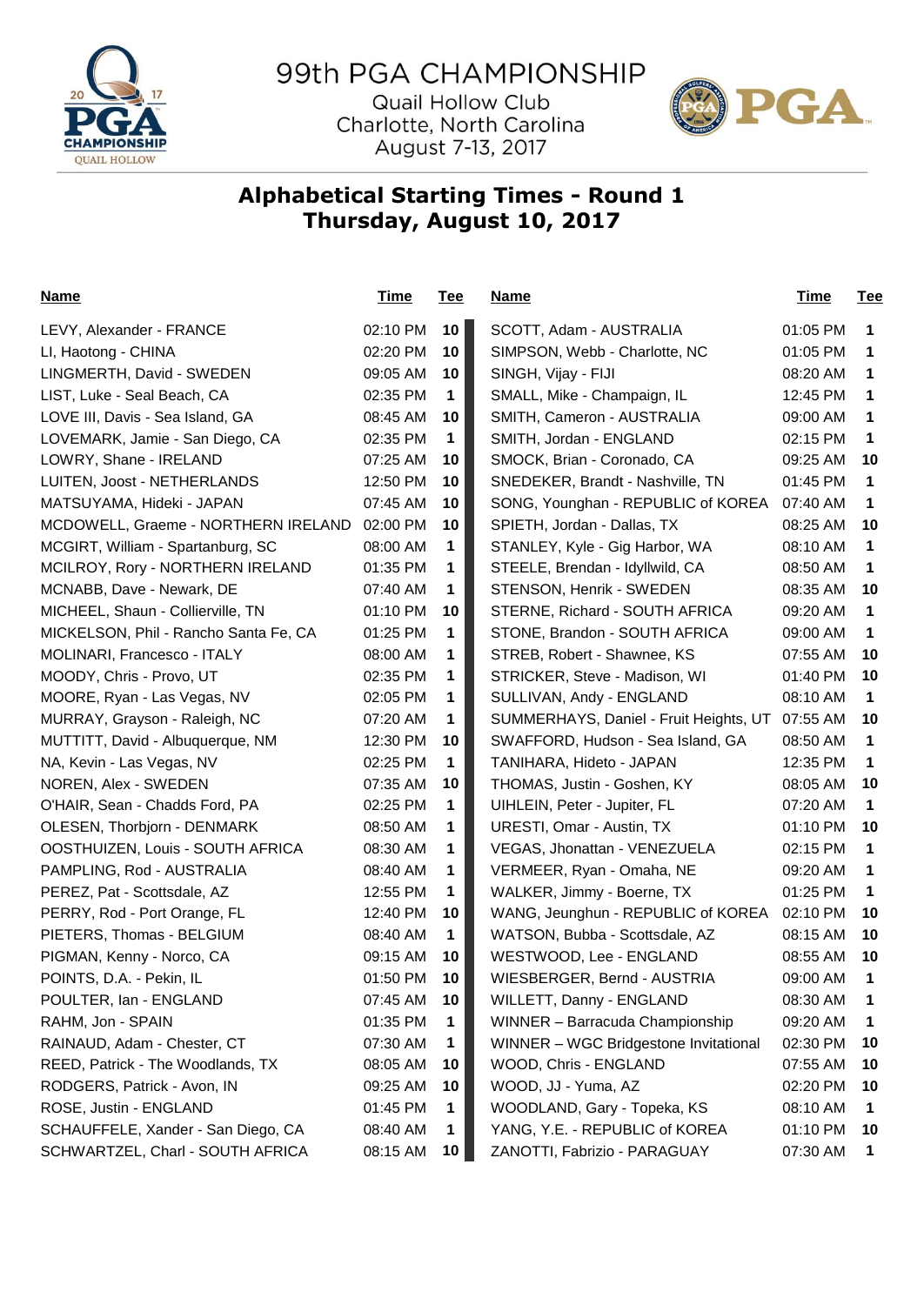# 99th PGA CHAMPIONSHIP

Quail Hollow Club
Charlotte, North Carolina
August 7-13, 2017

## Alphabetical Starting Times - Round 1
## Thursday, August 10, 2017

| Name | Time | Tee |
|---|---|---|
| LEVY, Alexander - FRANCE | 02:10 PM | 10 |
| LI, Haotong - CHINA | 02:20 PM | 10 |
| LINGMERTH, David - SWEDEN | 09:05 AM | 10 |
| LIST, Luke - Seal Beach, CA | 02:35 PM | 1 |
| LOVE III, Davis - Sea Island, GA | 08:45 AM | 10 |
| LOVEMARK, Jamie - San Diego, CA | 02:35 PM | 1 |
| LOWRY, Shane - IRELAND | 07:25 AM | 10 |
| LUITEN, Joost - NETHERLANDS | 12:50 PM | 10 |
| MATSUYAMA, Hideki - JAPAN | 07:45 AM | 10 |
| MCDOWELL, Graeme - NORTHERN IRELAND | 02:00 PM | 10 |
| MCGIRT, William - Spartanburg, SC | 08:00 AM | 1 |
| MCILROY, Rory - NORTHERN IRELAND | 01:35 PM | 1 |
| MCNABB, Dave - Newark, DE | 07:40 AM | 1 |
| MICHEEL, Shaun - Collierville, TN | 01:10 PM | 10 |
| MICKELSON, Phil - Rancho Santa Fe, CA | 01:25 PM | 1 |
| MOLINARI, Francesco - ITALY | 08:00 AM | 1 |
| MOODY, Chris - Provo, UT | 02:35 PM | 1 |
| MOORE, Ryan - Las Vegas, NV | 02:05 PM | 1 |
| MURRAY, Grayson - Raleigh, NC | 07:20 AM | 1 |
| MUTTITT, David - Albuquerque, NM | 12:30 PM | 10 |
| NA, Kevin - Las Vegas, NV | 02:25 PM | 1 |
| NOREN, Alex - SWEDEN | 07:35 AM | 10 |
| O'HAIR, Sean - Chadds Ford, PA | 02:25 PM | 1 |
| OLESEN, Thorbjorn - DENMARK | 08:50 AM | 1 |
| OOSTHUIZEN, Louis - SOUTH AFRICA | 08:30 AM | 1 |
| PAMPLING, Rod - AUSTRALIA | 08:40 AM | 1 |
| PEREZ, Pat - Scottsdale, AZ | 12:55 PM | 1 |
| PERRY, Rod - Port Orange, FL | 12:40 PM | 10 |
| PIETERS, Thomas - BELGIUM | 08:40 AM | 1 |
| PIGMAN, Kenny - Norco, CA | 09:15 AM | 10 |
| POINTS, D.A. - Pekin, IL | 01:50 PM | 10 |
| POULTER, Ian - ENGLAND | 07:45 AM | 10 |
| RAHM, Jon - SPAIN | 01:35 PM | 1 |
| RAINAUD, Adam - Chester, CT | 07:30 AM | 1 |
| REED, Patrick - The Woodlands, TX | 08:05 AM | 10 |
| RODGERS, Patrick - Avon, IN | 09:25 AM | 10 |
| ROSE, Justin - ENGLAND | 01:45 PM | 1 |
| SCHAUFFELE, Xander - San Diego, CA | 08:40 AM | 1 |
| SCHWARTZEL, Charl - SOUTH AFRICA | 08:15 AM | 10 |
| SCOTT, Adam - AUSTRALIA | 01:05 PM | 1 |
| SIMPSON, Webb - Charlotte, NC | 01:05 PM | 1 |
| SINGH, Vijay - FIJI | 08:20 AM | 1 |
| SMALL, Mike - Champaign, IL | 12:45 PM | 1 |
| SMITH, Cameron - AUSTRALIA | 09:00 AM | 1 |
| SMITH, Jordan - ENGLAND | 02:15 PM | 1 |
| SMOCK, Brian - Coronado, CA | 09:25 AM | 10 |
| SNEDEKER, Brandt - Nashville, TN | 01:45 PM | 1 |
| SONG, Younghan - REPUBLIC of KOREA | 07:40 AM | 1 |
| SPIETH, Jordan - Dallas, TX | 08:25 AM | 10 |
| STANLEY, Kyle - Gig Harbor, WA | 08:10 AM | 1 |
| STEELE, Brendan - Idyllwild, CA | 08:50 AM | 1 |
| STENSON, Henrik - SWEDEN | 08:35 AM | 10 |
| STERNE, Richard - SOUTH AFRICA | 09:20 AM | 1 |
| STONE, Brandon - SOUTH AFRICA | 09:00 AM | 1 |
| STREB, Robert - Shawnee, KS | 07:55 AM | 10 |
| STRICKER, Steve - Madison, WI | 01:40 PM | 10 |
| SULLIVAN, Andy - ENGLAND | 08:10 AM | 1 |
| SUMMERHAYS, Daniel - Fruit Heights, UT | 07:55 AM | 10 |
| SWAFFORD, Hudson - Sea Island, GA | 08:50 AM | 1 |
| TANIHARA, Hideto - JAPAN | 12:35 PM | 1 |
| THOMAS, Justin - Goshen, KY | 08:05 AM | 10 |
| UIHLEIN, Peter - Jupiter, FL | 07:20 AM | 1 |
| URESTI, Omar - Austin, TX | 01:10 PM | 10 |
| VEGAS, Jhonattan - VENEZUELA | 02:15 PM | 1 |
| VERMEER, Ryan - Omaha, NE | 09:20 AM | 1 |
| WALKER, Jimmy - Boerne, TX | 01:25 PM | 1 |
| WANG, Jeunghun - REPUBLIC of KOREA | 02:10 PM | 10 |
| WATSON, Bubba - Scottsdale, AZ | 08:15 AM | 10 |
| WESTWOOD, Lee - ENGLAND | 08:55 AM | 10 |
| WIESBERGER, Bernd - AUSTRIA | 09:00 AM | 1 |
| WILLETT, Danny - ENGLAND | 08:30 AM | 1 |
| WINNER – Barracuda Championship | 09:20 AM | 1 |
| WINNER – WGC Bridgestone Invitational | 02:30 PM | 10 |
| WOOD, Chris - ENGLAND | 07:55 AM | 10 |
| WOOD, JJ - Yuma, AZ | 02:20 PM | 10 |
| WOODLAND, Gary - Topeka, KS | 08:10 AM | 1 |
| YANG, Y.E. - REPUBLIC of KOREA | 01:10 PM | 10 |
| ZANOTTI, Fabrizio - PARAGUAY | 07:30 AM | 1 |